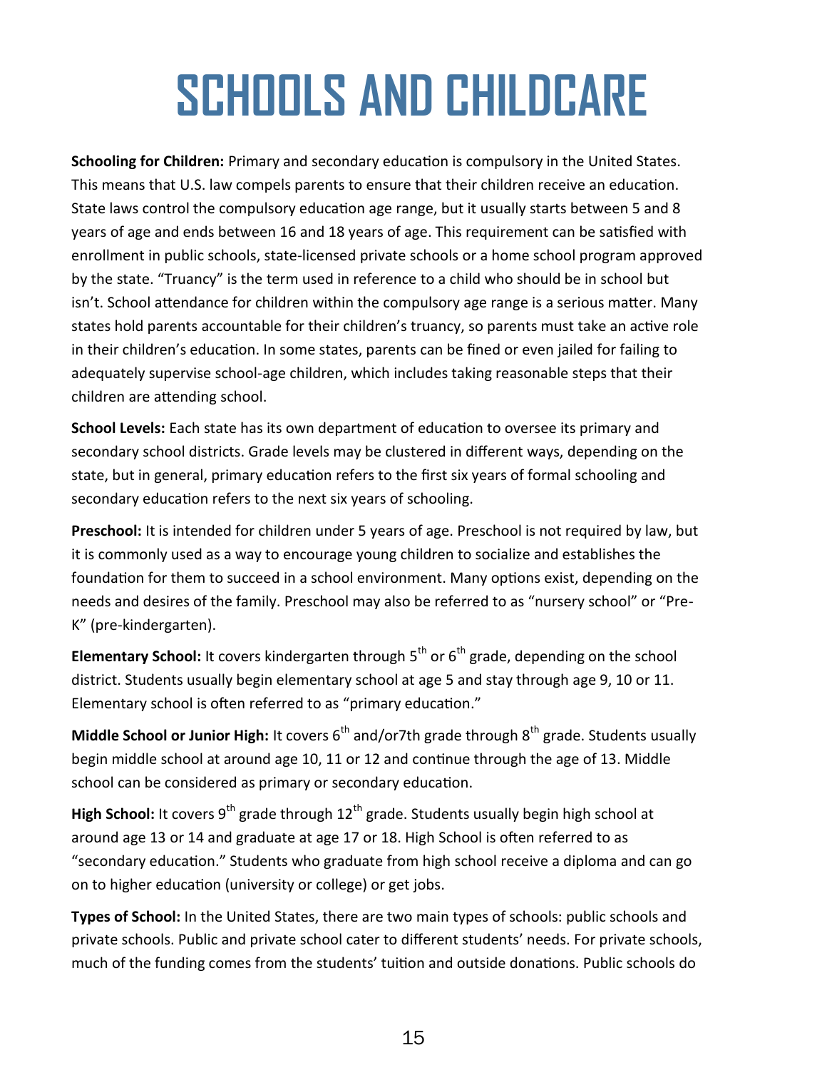# SCHOOLS AND CHILDCARE

**Schooling for Children:** Primary and secondary education is compulsory in the United States. This means that U.S. law compels parents to ensure that their children receive an education. State laws control the compulsory education age range, but it usually starts between 5 and 8 years of age and ends between 16 and 18 years of age. This requirement can be satisfied with enrollment in public schools, state-licensed private schools or a home school program approved by the state. "Truancy" is the term used in reference to a child who should be in school but isn't. School attendance for children within the compulsory age range is a serious matter. Many states hold parents accountable for their children's truancy, so parents must take an active role in their children's education. In some states, parents can be fined or even jailed for failing to adequately supervise school-age children, which includes taking reasonable steps that their children are attending school.

**School Levels:** Each state has its own department of education to oversee its primary and secondary school districts. Grade levels may be clustered in different ways, depending on the state, but in general, primary education refers to the first six years of formal schooling and secondary education refers to the next six years of schooling.

**Preschool:** It is intended for children under 5 years of age. Preschool is not required by law, but it is commonly used as a way to encourage young children to socialize and establishes the foundation for them to succeed in a school environment. Many options exist, depending on the needs and desires of the family. Preschool may also be referred to as "nursery school" or "Pre-K" (pre-kindergarten).

**Elementary School:** It covers kindergarten through 5th or 6th grade, depending on the school district. Students usually begin elementary school at age 5 and stay through age 9, 10 or 11. Elementary school is often referred to as "primary education."

**Middle School or Junior High:** It covers 6th and/or7th grade through 8th grade. Students usually begin middle school at around age 10, 11 or 12 and continue through the age of 13. Middle school can be considered as primary or secondary education.

**High School:** It covers 9th grade through 12th grade. Students usually begin high school at around age 13 or 14 and graduate at age 17 or 18. High School is often referred to as "secondary education." Students who graduate from high school receive a diploma and can go on to higher education (university or college) or get jobs.

**Types of School:** In the United States, there are two main types of schools: public schools and private schools. Public and private school cater to different students' needs. For private schools, much of the funding comes from the students' tuition and outside donations. Public schools do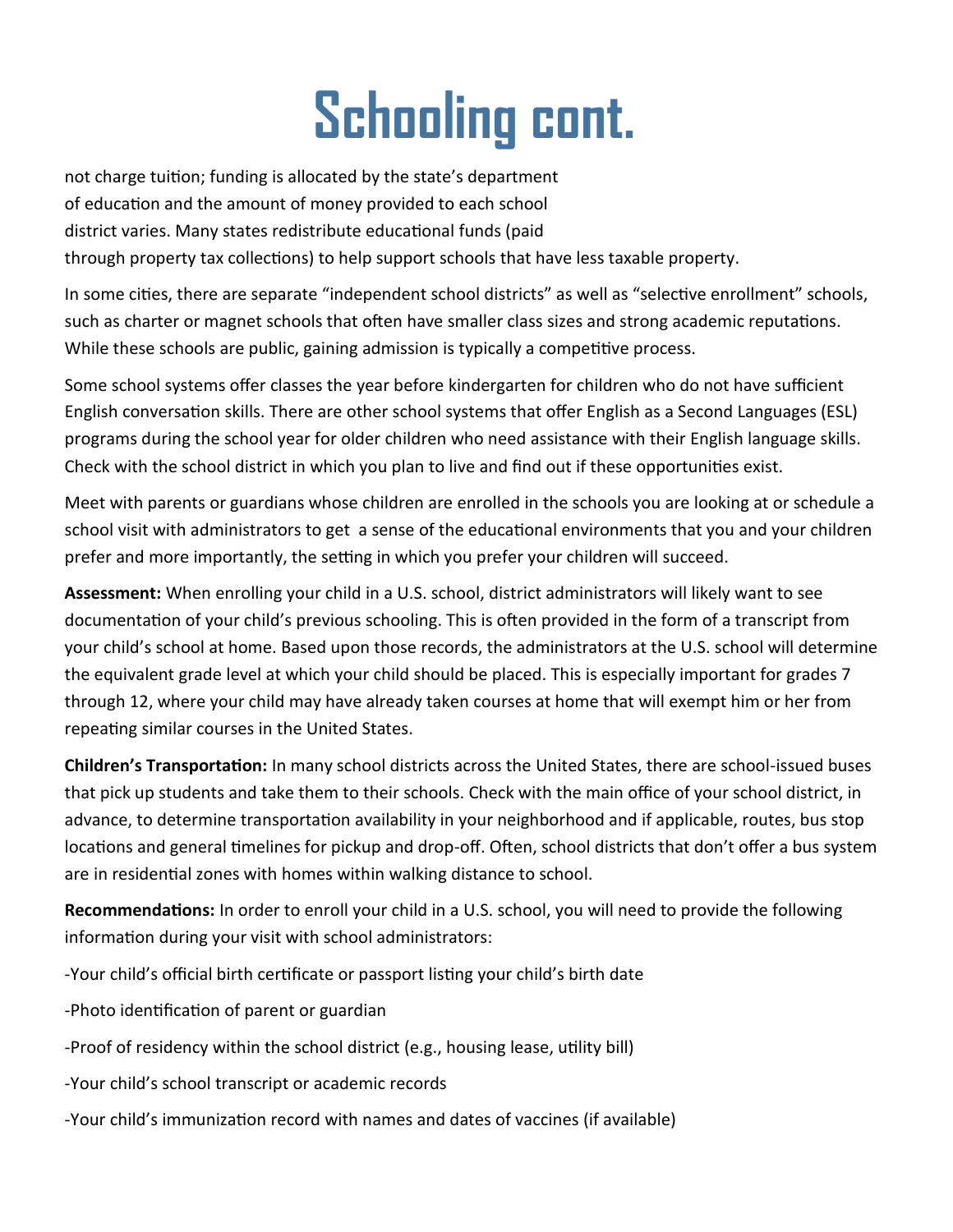# Schooling cont.

not charge tuition; funding is allocated by the state's department of education and the amount of money provided to each school district varies. Many states redistribute educational funds (paid through property tax collections) to help support schools that have less taxable property.

In some cities, there are separate "independent school districts" as well as "selective enrollment" schools, such as charter or magnet schools that often have smaller class sizes and strong academic reputations. While these schools are public, gaining admission is typically a competitive process.

Some school systems offer classes the year before kindergarten for children who do not have sufficient English conversation skills. There are other school systems that offer English as a Second Languages (ESL) programs during the school year for older children who need assistance with their English language skills. Check with the school district in which you plan to live and find out if these opportunities exist.

Meet with parents or guardians whose children are enrolled in the schools you are looking at or schedule a school visit with administrators to get a sense of the educational environments that you and your children prefer and more importantly, the setting in which you prefer your children will succeed.

**Assessment:** When enrolling your child in a U.S. school, district administrators will likely want to see documentation of your child's previous schooling. This is often provided in the form of a transcript from your child's school at home. Based upon those records, the administrators at the U.S. school will determine the equivalent grade level at which your child should be placed. This is especially important for grades 7 through 12, where your child may have already taken courses at home that will exempt him or her from repeating similar courses in the United States.

**Children's Transportation:** In many school districts across the United States, there are school-issued buses that pick up students and take them to their schools. Check with the main office of your school district, in advance, to determine transportation availability in your neighborhood and if applicable, routes, bus stop locations and general timelines for pickup and drop-off. Often, school districts that don't offer a bus system are in residential zones with homes within walking distance to school.

**Recommendations:** In order to enroll your child in a U.S. school, you will need to provide the following information during your visit with school administrators:

-Your child's official birth certificate or passport listing your child's birth date

-Photo identification of parent or guardian

-Proof of residency within the school district (e.g., housing lease, utility bill)

-Your child's school transcript or academic records

-Your child's immunization record with names and dates of vaccines (if available)